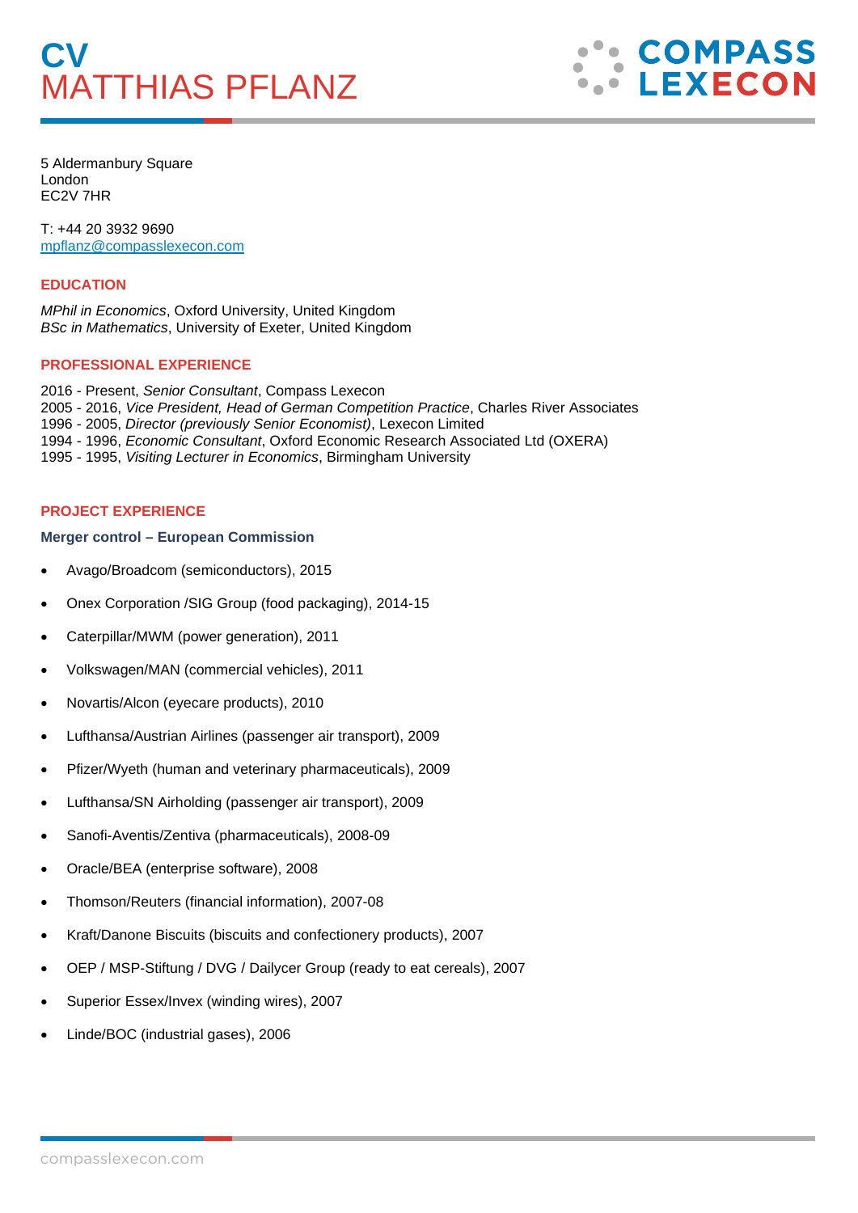# CV
# MATTHIAS PFLANZ

5 Aldermanbury Square
London
EC2V 7HR

T: +44 20 3932 9690
mpflanz@compasslexecon.com

## EDUCATION

*MPhil in Economics*, Oxford University, United Kingdom
*BSc in Mathematics*, University of Exeter, United Kingdom

## PROFESSIONAL EXPERIENCE

2016 - Present, *Senior Consultant*, Compass Lexecon
2005 - 2016, *Vice President, Head of German Competition Practice*, Charles River Associates
1996 - 2005, *Director (previously Senior Economist)*, Lexecon Limited
1994 - 1996, *Economic Consultant*, Oxford Economic Research Associated Ltd (OXERA)
1995 - 1995, *Visiting Lecturer in Economics*, Birmingham University

## PROJECT EXPERIENCE

### Merger control – European Commission

- Avago/Broadcom (semiconductors), 2015
- Onex Corporation /SIG Group (food packaging), 2014-15
- Caterpillar/MWM (power generation), 2011
- Volkswagen/MAN (commercial vehicles), 2011
- Novartis/Alcon (eyecare products), 2010
- Lufthansa/Austrian Airlines (passenger air transport), 2009
- Pfizer/Wyeth (human and veterinary pharmaceuticals), 2009
- Lufthansa/SN Airholding (passenger air transport), 2009
- Sanofi-Aventis/Zentiva (pharmaceuticals), 2008-09
- Oracle/BEA (enterprise software), 2008
- Thomson/Reuters (financial information), 2007-08
- Kraft/Danone Biscuits (biscuits and confectionery products), 2007
- OEP / MSP-Stiftung / DVG / Dailycer Group (ready to eat cereals), 2007
- Superior Essex/Invex (winding wires), 2007
- Linde/BOC (industrial gases), 2006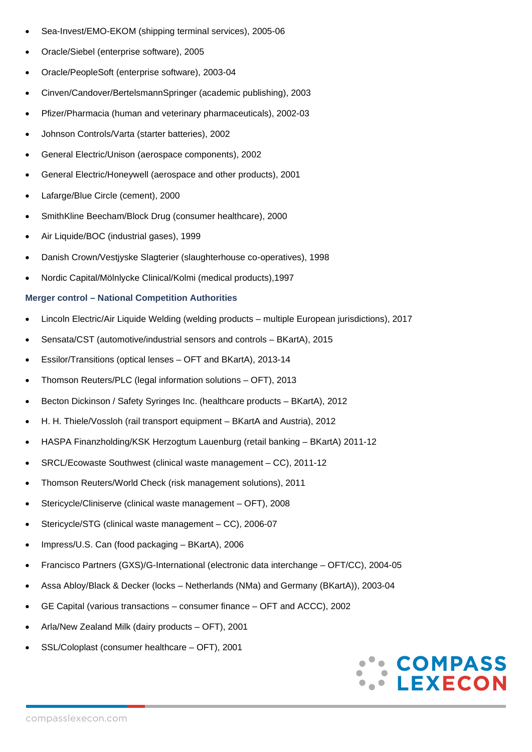- Sea-Invest/EMO-EKOM (shipping terminal services), 2005-06
- Oracle/Siebel (enterprise software), 2005
- Oracle/PeopleSoft (enterprise software), 2003-04
- Cinven/Candover/BertelsmannSpringer (academic publishing), 2003
- Pfizer/Pharmacia (human and veterinary pharmaceuticals), 2002-03
- Johnson Controls/Varta (starter batteries), 2002
- General Electric/Unison (aerospace components), 2002
- General Electric/Honeywell (aerospace and other products), 2001
- Lafarge/Blue Circle (cement), 2000
- SmithKline Beecham/Block Drug (consumer healthcare), 2000
- Air Liquide/BOC (industrial gases), 1999
- Danish Crown/Vestjyske Slagterier (slaughterhouse co-operatives), 1998
- Nordic Capital/Mölnlycke Clinical/Kolmi (medical products),1997

**Merger control – National Competition Authorities**

- Lincoln Electric/Air Liquide Welding (welding products – multiple European jurisdictions), 2017
- Sensata/CST (automotive/industrial sensors and controls – BKartA), 2015
- Essilor/Transitions (optical lenses – OFT and BKartA), 2013-14
- Thomson Reuters/PLC (legal information solutions – OFT), 2013
- Becton Dickinson / Safety Syringes Inc. (healthcare products – BKartA), 2012
- H. H. Thiele/Vossloh (rail transport equipment – BKartA and Austria), 2012
- HASPA Finanzholding/KSK Herzogtum Lauenburg (retail banking – BKartA) 2011-12
- SRCL/Ecowaste Southwest (clinical waste management – CC), 2011-12
- Thomson Reuters/World Check (risk management solutions), 2011
- Stericycle/Cliniserve (clinical waste management – OFT), 2008
- Stericycle/STG (clinical waste management – CC), 2006-07
- Impress/U.S. Can (food packaging – BKartA), 2006
- Francisco Partners (GXS)/G-International (electronic data interchange – OFT/CC), 2004-05
- Assa Abloy/Black & Decker (locks – Netherlands (NMa) and Germany (BKartA)), 2003-04
- GE Capital (various transactions – consumer finance – OFT and ACCC), 2002
- Arla/New Zealand Milk (dairy products – OFT), 2001
- SSL/Coloplast (consumer healthcare – OFT), 2001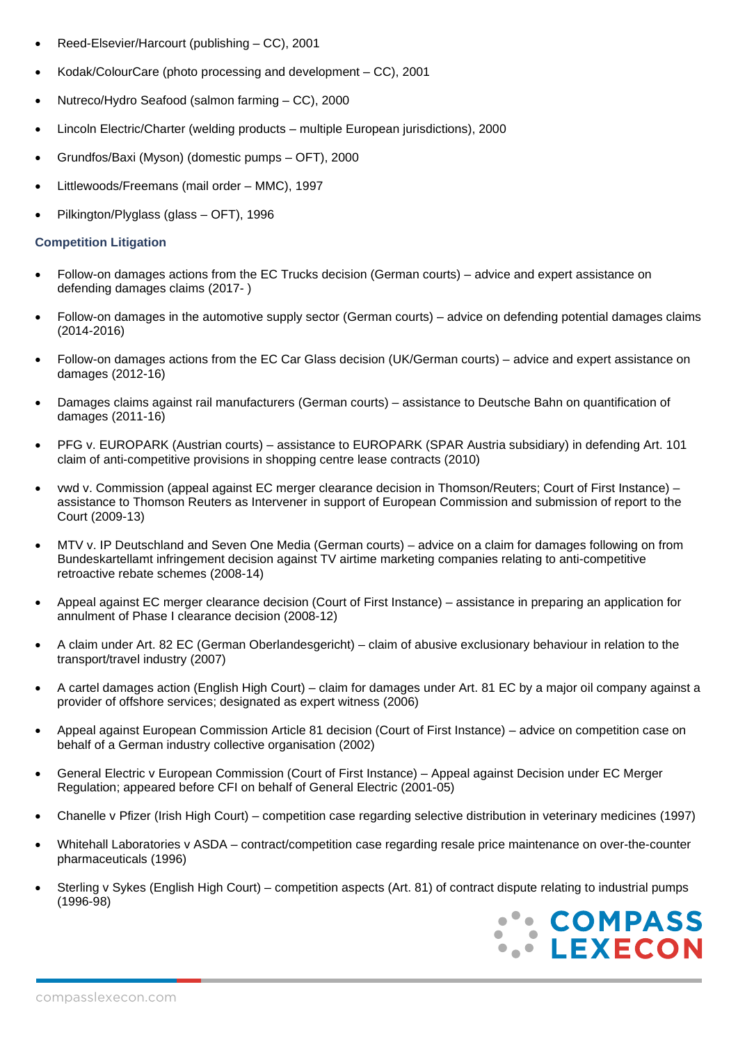- Reed-Elsevier/Harcourt (publishing – CC), 2001
- Kodak/ColourCare (photo processing and development – CC), 2001
- Nutreco/Hydro Seafood (salmon farming – CC), 2000
- Lincoln Electric/Charter (welding products – multiple European jurisdictions), 2000
- Grundfos/Baxi (Myson) (domestic pumps – OFT), 2000
- Littlewoods/Freemans (mail order – MMC), 1997
- Pilkington/Plyglass (glass – OFT), 1996

### Competition Litigation

- Follow-on damages actions from the EC Trucks decision (German courts) – advice and expert assistance on defending damages claims (2017- )
- Follow-on damages in the automotive supply sector (German courts) – advice on defending potential damages claims (2014-2016)
- Follow-on damages actions from the EC Car Glass decision (UK/German courts) – advice and expert assistance on damages (2012-16)
- Damages claims against rail manufacturers (German courts) – assistance to Deutsche Bahn on quantification of damages (2011-16)
- PFG v. EUROPARK (Austrian courts) – assistance to EUROPARK (SPAR Austria subsidiary) in defending Art. 101 claim of anti-competitive provisions in shopping centre lease contracts (2010)
- vwd v. Commission (appeal against EC merger clearance decision in Thomson/Reuters; Court of First Instance) – assistance to Thomson Reuters as Intervener in support of European Commission and submission of report to the Court (2009-13)
- MTV v. IP Deutschland and Seven One Media (German courts) – advice on a claim for damages following on from Bundeskartellamt infringement decision against TV airtime marketing companies relating to anti-competitive retroactive rebate schemes (2008-14)
- Appeal against EC merger clearance decision (Court of First Instance) – assistance in preparing an application for annulment of Phase I clearance decision (2008-12)
- A claim under Art. 82 EC (German Oberlandesgericht) – claim of abusive exclusionary behaviour in relation to the transport/travel industry (2007)
- A cartel damages action (English High Court) – claim for damages under Art. 81 EC by a major oil company against a provider of offshore services; designated as expert witness (2006)
- Appeal against European Commission Article 81 decision (Court of First Instance) – advice on competition case on behalf of a German industry collective organisation (2002)
- General Electric v European Commission (Court of First Instance) – Appeal against Decision under EC Merger Regulation; appeared before CFI on behalf of General Electric (2001-05)
- Chanelle v Pfizer (Irish High Court) – competition case regarding selective distribution in veterinary medicines (1997)
- Whitehall Laboratories v ASDA – contract/competition case regarding resale price maintenance on over-the-counter pharmaceuticals (1996)
- Sterling v Sykes (English High Court) – competition aspects (Art. 81) of contract dispute relating to industrial pumps (1996-98)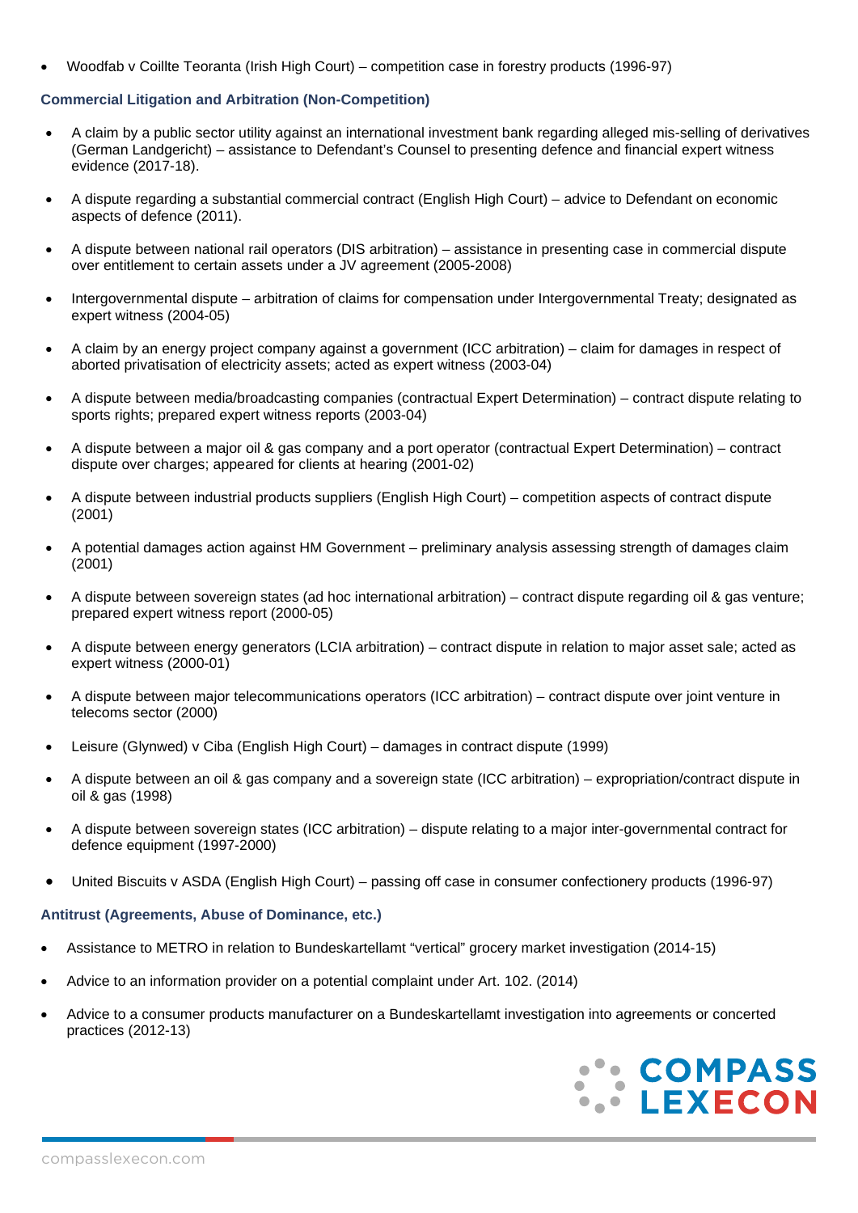- Woodfab v Coillte Teoranta (Irish High Court) – competition case in forestry products (1996-97)

### Commercial Litigation and Arbitration (Non-Competition)

- A claim by a public sector utility against an international investment bank regarding alleged mis-selling of derivatives (German Landgericht) – assistance to Defendant's Counsel to presenting defence and financial expert witness evidence (2017-18).
- A dispute regarding a substantial commercial contract (English High Court) – advice to Defendant on economic aspects of defence (2011).
- A dispute between national rail operators (DIS arbitration) – assistance in presenting case in commercial dispute over entitlement to certain assets under a JV agreement (2005-2008)
- Intergovernmental dispute – arbitration of claims for compensation under Intergovernmental Treaty; designated as expert witness (2004-05)
- A claim by an energy project company against a government (ICC arbitration) – claim for damages in respect of aborted privatisation of electricity assets; acted as expert witness (2003-04)
- A dispute between media/broadcasting companies (contractual Expert Determination) – contract dispute relating to sports rights; prepared expert witness reports (2003-04)
- A dispute between a major oil & gas company and a port operator (contractual Expert Determination) – contract dispute over charges; appeared for clients at hearing (2001-02)
- A dispute between industrial products suppliers (English High Court) – competition aspects of contract dispute (2001)
- A potential damages action against HM Government – preliminary analysis assessing strength of damages claim (2001)
- A dispute between sovereign states (ad hoc international arbitration) – contract dispute regarding oil & gas venture; prepared expert witness report (2000-05)
- A dispute between energy generators (LCIA arbitration) – contract dispute in relation to major asset sale; acted as expert witness (2000-01)
- A dispute between major telecommunications operators (ICC arbitration) – contract dispute over joint venture in telecoms sector (2000)
- Leisure (Glynwed) v Ciba (English High Court) – damages in contract dispute (1999)
- A dispute between an oil & gas company and a sovereign state (ICC arbitration) – expropriation/contract dispute in oil & gas (1998)
- A dispute between sovereign states (ICC arbitration) – dispute relating to a major inter-governmental contract for defence equipment (1997-2000)
- United Biscuits v ASDA (English High Court) – passing off case in consumer confectionery products (1996-97)

### Antitrust (Agreements, Abuse of Dominance, etc.)

- Assistance to METRO in relation to Bundeskartellamt "vertical" grocery market investigation (2014-15)
- Advice to an information provider on a potential complaint under Art. 102. (2014)
- Advice to a consumer products manufacturer on a Bundeskartellamt investigation into agreements or concerted practices (2012-13)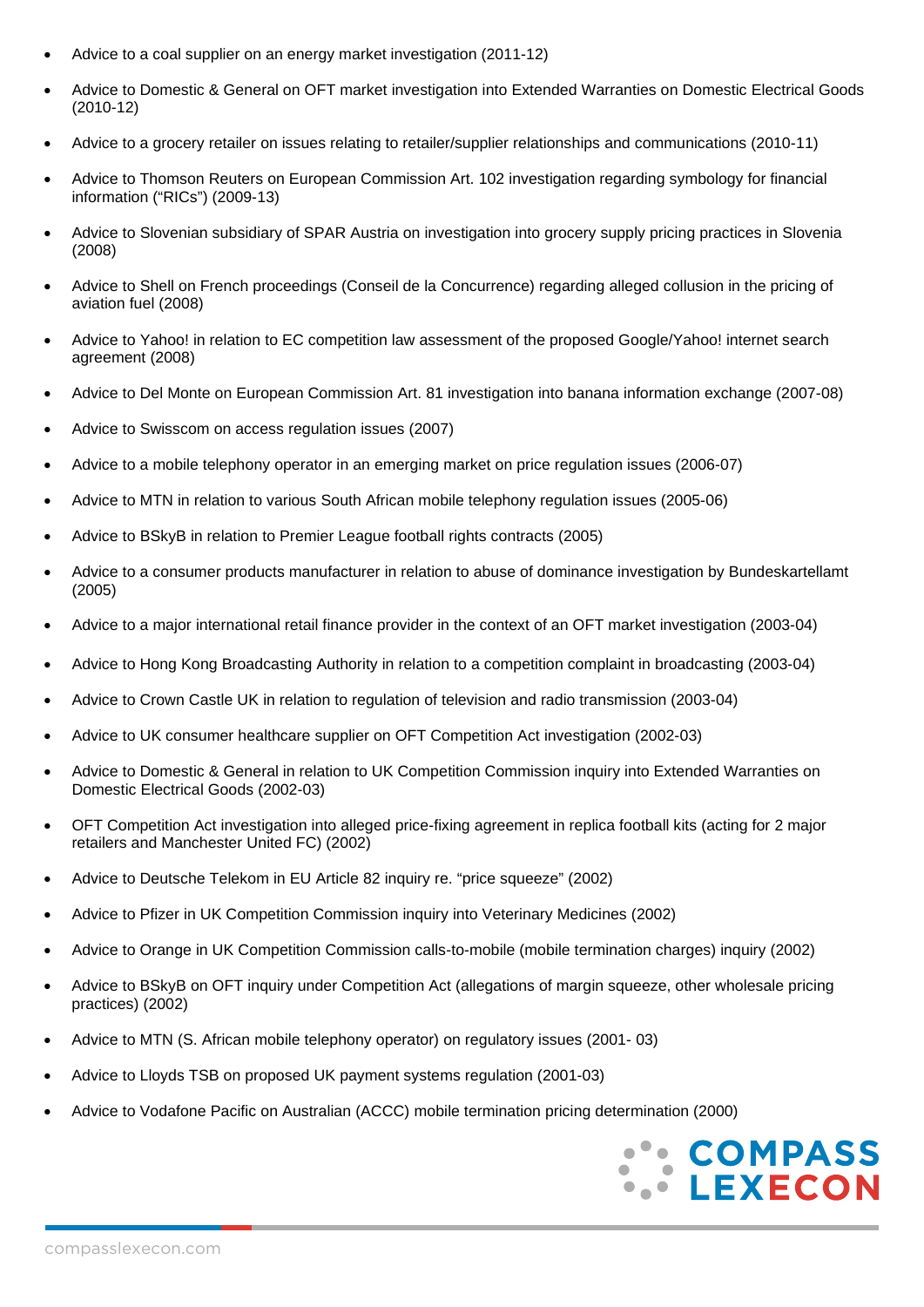- Advice to a coal supplier on an energy market investigation (2011-12)
- Advice to Domestic & General on OFT market investigation into Extended Warranties on Domestic Electrical Goods (2010-12)
- Advice to a grocery retailer on issues relating to retailer/supplier relationships and communications (2010-11)
- Advice to Thomson Reuters on European Commission Art. 102 investigation regarding symbology for financial information ("RICs") (2009-13)
- Advice to Slovenian subsidiary of SPAR Austria on investigation into grocery supply pricing practices in Slovenia (2008)
- Advice to Shell on French proceedings (Conseil de la Concurrence) regarding alleged collusion in the pricing of aviation fuel (2008)
- Advice to Yahoo! in relation to EC competition law assessment of the proposed Google/Yahoo! internet search agreement (2008)
- Advice to Del Monte on European Commission Art. 81 investigation into banana information exchange (2007-08)
- Advice to Swisscom on access regulation issues (2007)
- Advice to a mobile telephony operator in an emerging market on price regulation issues (2006-07)
- Advice to MTN in relation to various South African mobile telephony regulation issues (2005-06)
- Advice to BSkyB in relation to Premier League football rights contracts (2005)
- Advice to a consumer products manufacturer in relation to abuse of dominance investigation by Bundeskartellamt (2005)
- Advice to a major international retail finance provider in the context of an OFT market investigation (2003-04)
- Advice to Hong Kong Broadcasting Authority in relation to a competition complaint in broadcasting (2003-04)
- Advice to Crown Castle UK in relation to regulation of television and radio transmission (2003-04)
- Advice to UK consumer healthcare supplier on OFT Competition Act investigation (2002-03)
- Advice to Domestic & General in relation to UK Competition Commission inquiry into Extended Warranties on Domestic Electrical Goods (2002-03)
- OFT Competition Act investigation into alleged price-fixing agreement in replica football kits (acting for 2 major retailers and Manchester United FC) (2002)
- Advice to Deutsche Telekom in EU Article 82 inquiry re. "price squeeze" (2002)
- Advice to Pfizer in UK Competition Commission inquiry into Veterinary Medicines (2002)
- Advice to Orange in UK Competition Commission calls-to-mobile (mobile termination charges) inquiry (2002)
- Advice to BSkyB on OFT inquiry under Competition Act (allegations of margin squeeze, other wholesale pricing practices) (2002)
- Advice to MTN (S. African mobile telephony operator) on regulatory issues (2001- 03)
- Advice to Lloyds TSB on proposed UK payment systems regulation (2001-03)
- Advice to Vodafone Pacific on Australian (ACCC) mobile termination pricing determination (2000)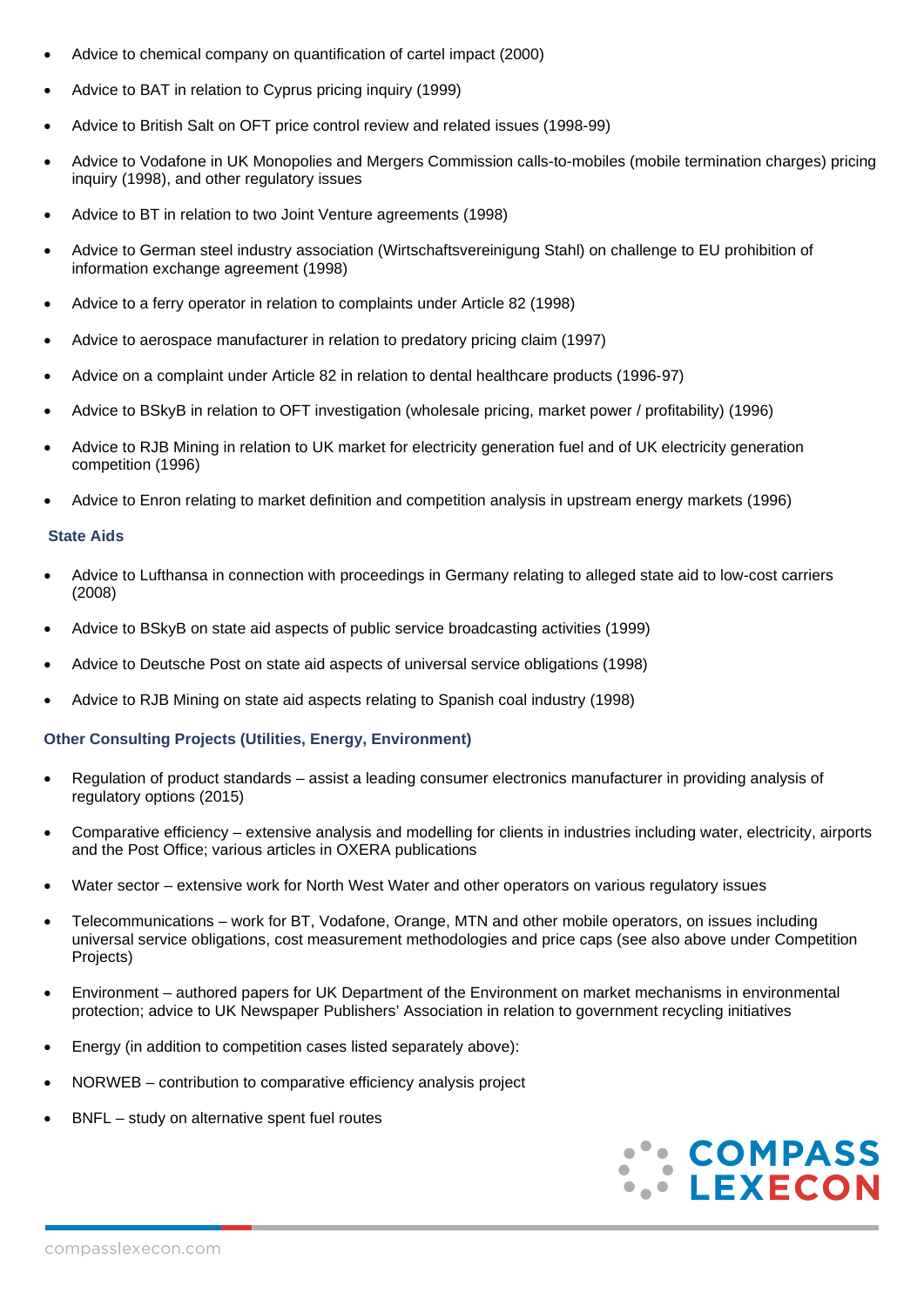- Advice to chemical company on quantification of cartel impact (2000)
- Advice to BAT in relation to Cyprus pricing inquiry (1999)
- Advice to British Salt on OFT price control review and related issues (1998-99)
- Advice to Vodafone in UK Monopolies and Mergers Commission calls-to-mobiles (mobile termination charges) pricing inquiry (1998), and other regulatory issues
- Advice to BT in relation to two Joint Venture agreements (1998)
- Advice to German steel industry association (Wirtschaftsvereinigung Stahl) on challenge to EU prohibition of information exchange agreement (1998)
- Advice to a ferry operator in relation to complaints under Article 82 (1998)
- Advice to aerospace manufacturer in relation to predatory pricing claim (1997)
- Advice on a complaint under Article 82 in relation to dental healthcare products (1996-97)
- Advice to BSkyB in relation to OFT investigation (wholesale pricing, market power / profitability) (1996)
- Advice to RJB Mining in relation to UK market for electricity generation fuel and of UK electricity generation competition (1996)
- Advice to Enron relating to market definition and competition analysis in upstream energy markets (1996)

### State Aids

- Advice to Lufthansa in connection with proceedings in Germany relating to alleged state aid to low-cost carriers (2008)
- Advice to BSkyB on state aid aspects of public service broadcasting activities (1999)
- Advice to Deutsche Post on state aid aspects of universal service obligations (1998)
- Advice to RJB Mining on state aid aspects relating to Spanish coal industry (1998)

### Other Consulting Projects (Utilities, Energy, Environment)

- Regulation of product standards – assist a leading consumer electronics manufacturer in providing analysis of regulatory options (2015)
- Comparative efficiency – extensive analysis and modelling for clients in industries including water, electricity, airports and the Post Office; various articles in OXERA publications
- Water sector – extensive work for North West Water and other operators on various regulatory issues
- Telecommunications – work for BT, Vodafone, Orange, MTN and other mobile operators, on issues including universal service obligations, cost measurement methodologies and price caps (see also above under Competition Projects)
- Environment – authored papers for UK Department of the Environment on market mechanisms in environmental protection; advice to UK Newspaper Publishers' Association in relation to government recycling initiatives
- Energy (in addition to competition cases listed separately above):
- NORWEB – contribution to comparative efficiency analysis project
- BNFL – study on alternative spent fuel routes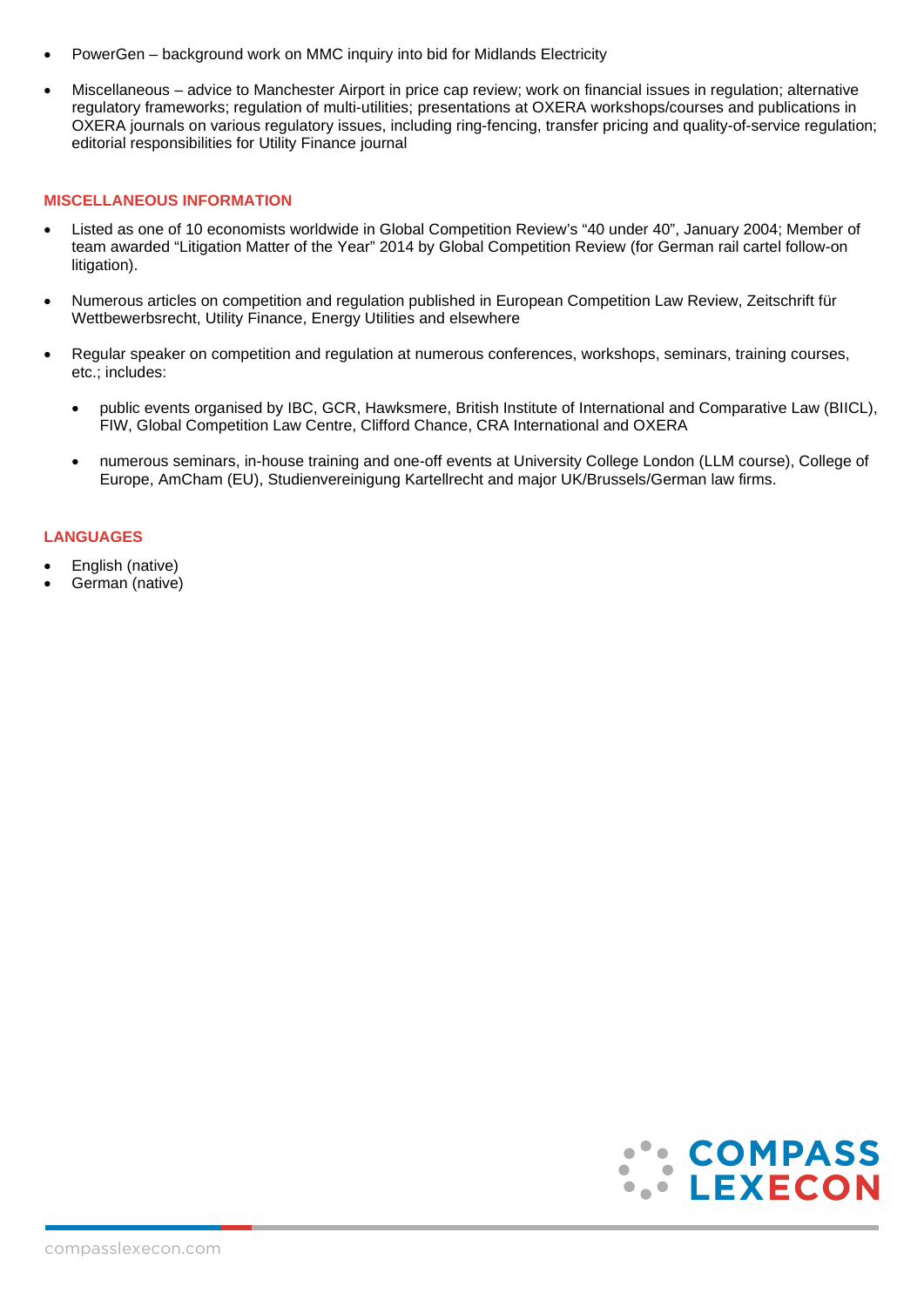- PowerGen – background work on MMC inquiry into bid for Midlands Electricity
- Miscellaneous – advice to Manchester Airport in price cap review; work on financial issues in regulation; alternative regulatory frameworks; regulation of multi-utilities; presentations at OXERA workshops/courses and publications in OXERA journals on various regulatory issues, including ring-fencing, transfer pricing and quality-of-service regulation; editorial responsibilities for Utility Finance journal

## MISCELLANEOUS INFORMATION

- Listed as one of 10 economists worldwide in Global Competition Review's "40 under 40", January 2004; Member of team awarded "Litigation Matter of the Year" 2014 by Global Competition Review (for German rail cartel follow-on litigation).
- Numerous articles on competition and regulation published in European Competition Law Review, Zeitschrift für Wettbewerbsrecht, Utility Finance, Energy Utilities and elsewhere
- Regular speaker on competition and regulation at numerous conferences, workshops, seminars, training courses, etc.; includes:
  - public events organised by IBC, GCR, Hawksmere, British Institute of International and Comparative Law (BIICL), FIW, Global Competition Law Centre, Clifford Chance, CRA International and OXERA
  - numerous seminars, in-house training and one-off events at University College London (LLM course), College of Europe, AmCham (EU), Studienvereinigung Kartellrecht and major UK/Brussels/German law firms.

## LANGUAGES

- English (native)
- German (native)